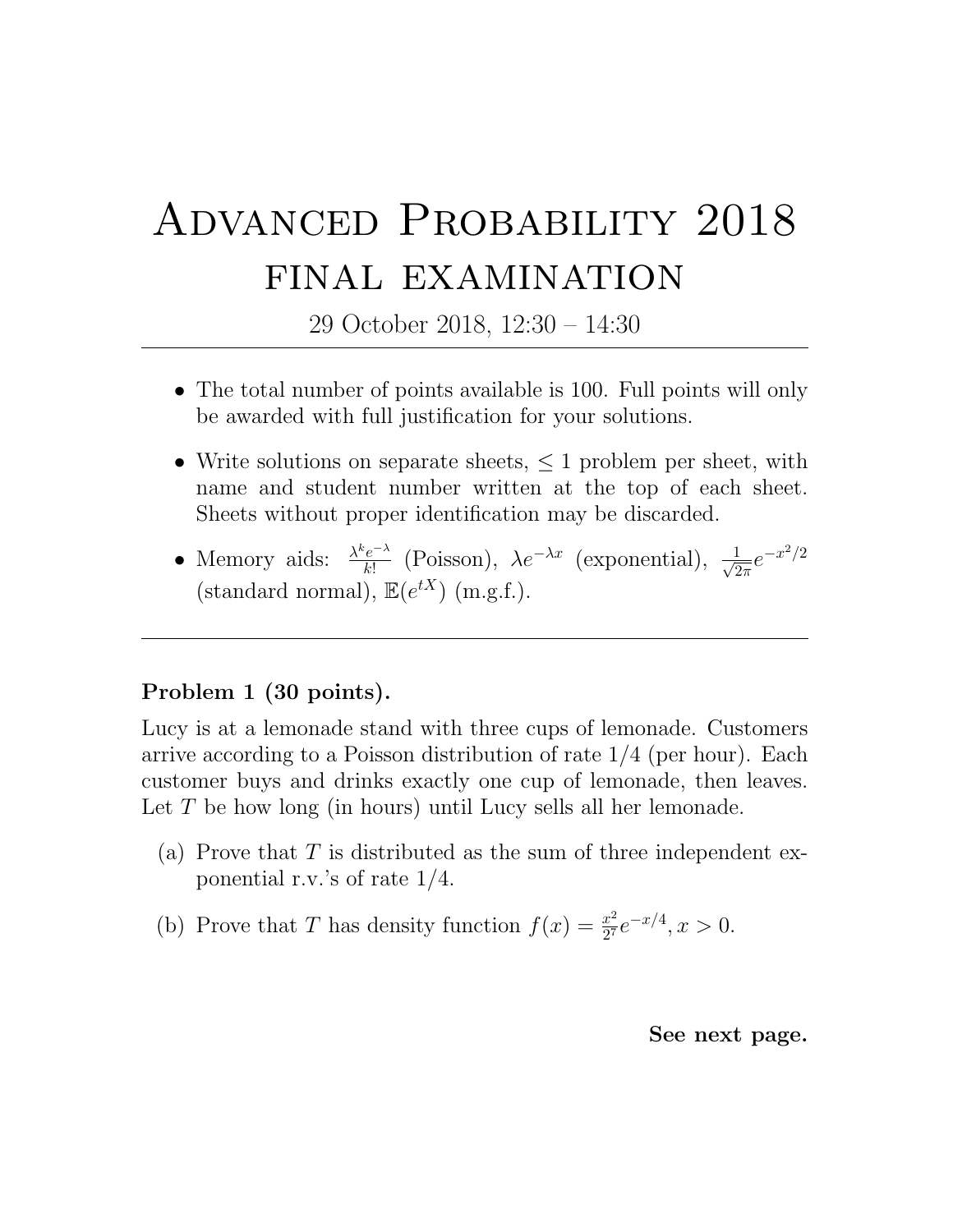# Advanced Probability 2018

## final examination

29 October 2018, 12:30 – 14:30

---

- The total number of points available is 100. Full points will only be awarded with full justification for your solutions.
- Write solutions on separate sheets, $\leq 1$ problem per sheet, with name and student number written at the top of each sheet. Sheets without proper identification may be discarded.
- Memory aids: $\frac{\lambda^k e^{-\lambda}}{k!}$ (Poisson), $\lambda e^{-\lambda x}$ (exponential), $\frac{1}{\sqrt{2\pi}} e^{-x^2/2}$ (standard normal), $\mathbb{E}(e^{tX})$ (m.g.f.).

---

**Problem 1 (30 points).**

Lucy is at a lemonade stand with three cups of lemonade. Customers arrive according to a Poisson distribution of rate 1/4 (per hour). Each customer buys and drinks exactly one cup of lemonade, then leaves. Let $T$ be how long (in hours) until Lucy sells all her lemonade.

(a) Prove that $T$ is distributed as the sum of three independent exponential r.v.'s of rate 1/4.

(b) Prove that $T$ has density function $f(x) = \frac{x^2}{2^7} e^{-x/4}, x > 0$.

**See next page.**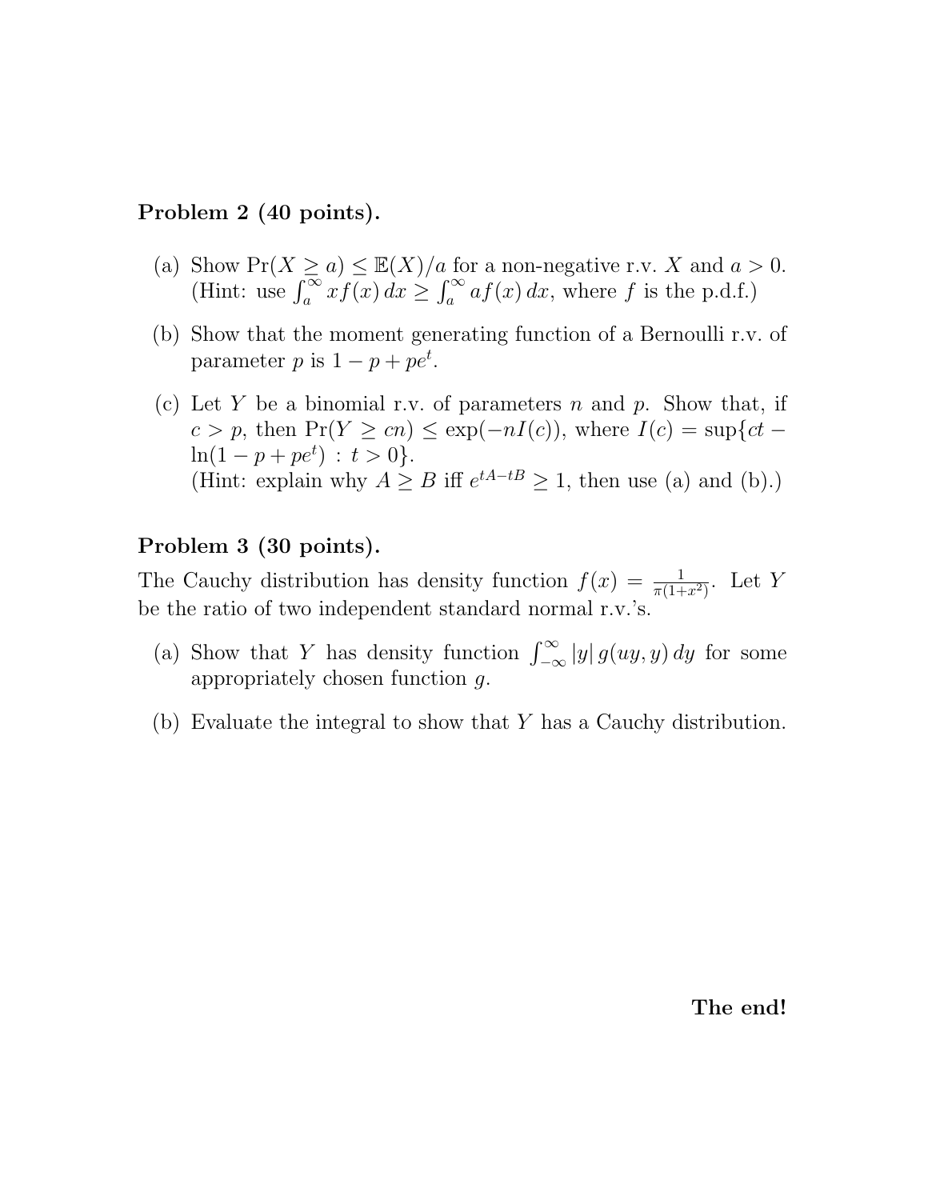**Problem 2 (40 points).**

(a) Show $\Pr(X \geq a) \leq \mathbb{E}(X)/a$ for a non-negative r.v. $X$ and $a > 0$. (Hint: use $\int_a^\infty xf(x)\,dx \geq \int_a^\infty af(x)\,dx$, where $f$ is the p.d.f.)

(b) Show that the moment generating function of a Bernoulli r.v. of parameter $p$ is $1 - p + pe^t$.

(c) Let $Y$ be a binomial r.v. of parameters $n$ and $p$. Show that, if $c > p$, then $\Pr(Y \geq cn) \leq \exp(-nI(c))$, where $I(c) = \sup\{ct - \ln(1 - p + pe^t) : t > 0\}$.
(Hint: explain why $A \geq B$ iff $e^{tA-tB} \geq 1$, then use (a) and (b).)

**Problem 3 (30 points).**

The Cauchy distribution has density function $f(x) = \frac{1}{\pi(1+x^2)}$. Let $Y$ be the ratio of two independent standard normal r.v.'s.

(a) Show that $Y$ has density function $\int_{-\infty}^{\infty} |y|\, g(uy, y)\, dy$ for some appropriately chosen function $g$.

(b) Evaluate the integral to show that $Y$ has a Cauchy distribution.

**The end!**